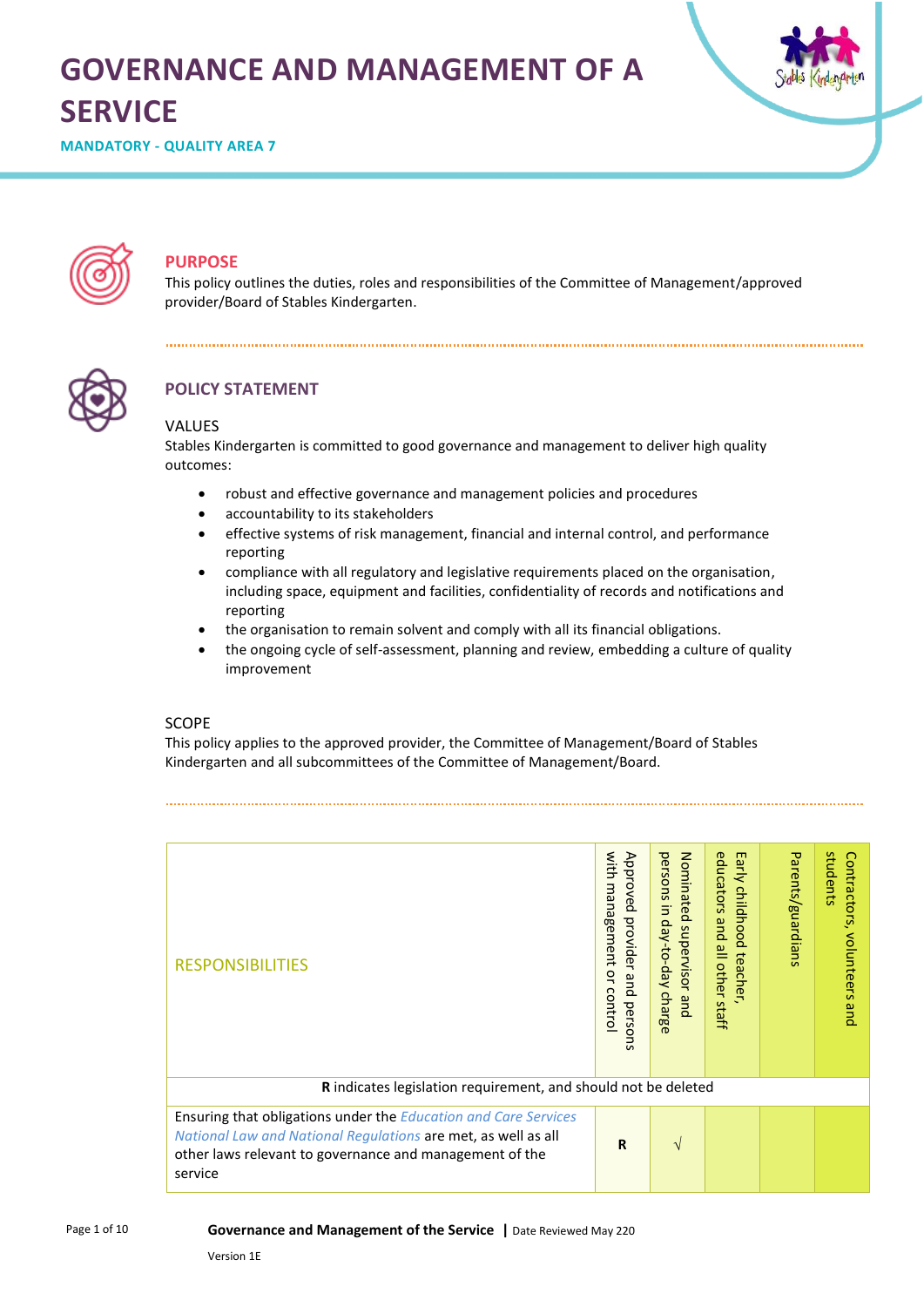# GOVERNANCE AND MANAGEMENT OF A SERVICE

MANDATORY - QUALITY AREA 7

## PURPOSE

This policy outlines the duties, roles and responsibilities of the Committee of Management/approved provider/Board of Stables Kindergarten.

## POLICY STATEMENT

### VALUES

Stables Kindergarten is committed to good governance and management to deliver high quality outcomes:

- robust and effective governance and management policies and procedures
- accountability to its stakeholders
- effective systems of risk management, financial and internal control, and performance reporting
- compliance with all regulatory and legislative requirements placed on the organisation, including space, equipment and facilities, confidentiality of records and notifications and reporting
- the organisation to remain solvent and comply with all its financial obligations.
- the ongoing cycle of self-assessment, planning and review, embedding a culture of quality improvement

### SCOPE

This policy applies to the approved provider, the Committee of Management/Board of Stables Kindergarten and all subcommittees of the Committee of Management/Board.

| RESPONSIBILITIES | Approved provider and persons with management or control | Nominated supervisor and persons in day-to-day charge | Early childhood teacher, educators and all other staff | Parents/guardians | Contractors, volunteers and students |
|---|---|---|---|---|---|
| **R** indicates legislation requirement, and should not be deleted | | | | | |
| Ensuring that obligations under the *Education and Care Services National Law and National Regulations* are met, as well as all other laws relevant to governance and management of the service | **R** | √ | | | |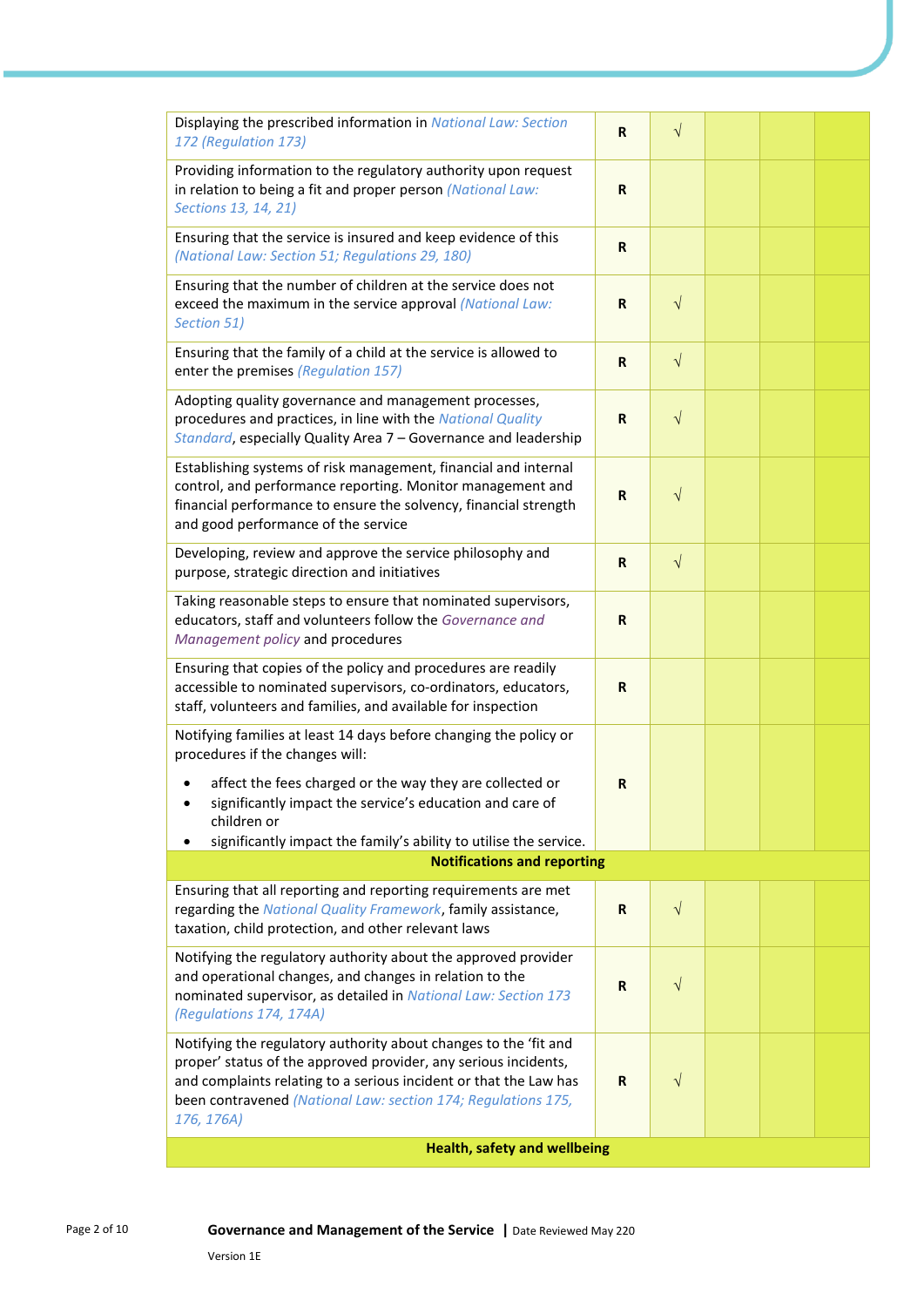| | | | | | |
|---|---|---|---|---|---|
| Displaying the prescribed information in *National Law: Section 172 (Regulation 173)* | **R** | √ | | | |
| Providing information to the regulatory authority upon request in relation to being a fit and proper person *(National Law: Sections 13, 14, 21)* | **R** | | | | |
| Ensuring that the service is insured and keep evidence of this *(National Law: Section 51; Regulations 29, 180)* | **R** | | | | |
| Ensuring that the number of children at the service does not exceed the maximum in the service approval *(National Law: Section 51)* | **R** | √ | | | |
| Ensuring that the family of a child at the service is allowed to enter the premises *(Regulation 157)* | **R** | √ | | | |
| Adopting quality governance and management processes, procedures and practices, in line with the *National Quality Standard*, especially Quality Area 7 – Governance and leadership | **R** | √ | | | |
| Establishing systems of risk management, financial and internal control, and performance reporting. Monitor management and financial performance to ensure the solvency, financial strength and good performance of the service | **R** | √ | | | |
| Developing, review and approve the service philosophy and purpose, strategic direction and initiatives | **R** | √ | | | |
| Taking reasonable steps to ensure that nominated supervisors, educators, staff and volunteers follow the *Governance and Management policy* and procedures | **R** | | | | |
| Ensuring that copies of the policy and procedures are readily accessible to nominated supervisors, co-ordinators, educators, staff, volunteers and families, and available for inspection | **R** | | | | |
| Notifying families at least 14 days before changing the policy or procedures if the changes will: <br>• affect the fees charged or the way they are collected or <br>• significantly impact the service's education and care of children or <br>• significantly impact the family's ability to utilise the service. | **R** | | | | |
| **Notifications and reporting** | | | | | |
| Ensuring that all reporting and reporting requirements are met regarding the *National Quality Framework*, family assistance, taxation, child protection, and other relevant laws | **R** | √ | | | |
| Notifying the regulatory authority about the approved provider and operational changes, and changes in relation to the nominated supervisor, as detailed in *National Law: Section 173 (Regulations 174, 174A)* | **R** | √ | | | |
| Notifying the regulatory authority about changes to the 'fit and proper' status of the approved provider, any serious incidents, and complaints relating to a serious incident or that the Law has been contravened *(National Law: section 174; Regulations 175, 176, 176A)* | **R** | √ | | | |
| **Health, safety and wellbeing** | | | | | |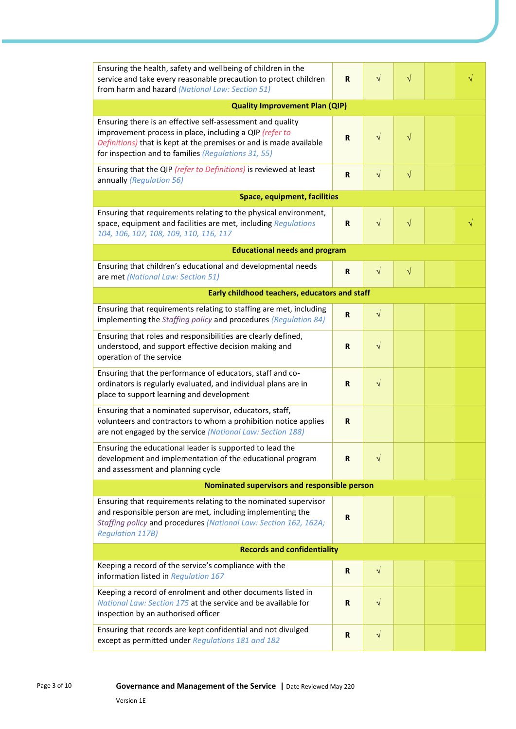| | | | | | |
|---|---|---|---|---|---|
| Ensuring the health, safety and wellbeing of children in the service and take every reasonable precaution to protect children from harm and hazard *(National Law: Section 51)* | **R** | √ | √ | | √ |
| **Quality Improvement Plan (QIP)** | | | | | |
| Ensuring there is an effective self-assessment and quality improvement process in place, including a QIP *(refer to Definitions)* that is kept at the premises or and is made available for inspection and to families *(Regulations 31, 55)* | **R** | √ | √ | | |
| Ensuring that the QIP *(refer to Definitions)* is reviewed at least annually *(Regulation 56)* | **R** | √ | √ | | |
| **Space, equipment, facilities** | | | | | |
| Ensuring that requirements relating to the physical environment, space, equipment and facilities are met, including *Regulations 104, 106, 107, 108, 109, 110, 116, 117* | **R** | √ | √ | | √ |
| **Educational needs and program** | | | | | |
| Ensuring that children's educational and developmental needs are met *(National Law: Section 51)* | **R** | √ | √ | | |
| **Early childhood teachers, educators and staff** | | | | | |
| Ensuring that requirements relating to staffing are met, including implementing the *Staffing policy* and procedures *(Regulation 84)* | **R** | √ | | | |
| Ensuring that roles and responsibilities are clearly defined, understood, and support effective decision making and operation of the service | **R** | √ | | | |
| Ensuring that the performance of educators, staff and co-ordinators is regularly evaluated, and individual plans are in place to support learning and development | **R** | √ | | | |
| Ensuring that a nominated supervisor, educators, staff, volunteers and contractors to whom a prohibition notice applies are not engaged by the service *(National Law: Section 188)* | **R** | | | | |
| Ensuring the educational leader is supported to lead the development and implementation of the educational program and assessment and planning cycle | **R** | √ | | | |
| **Nominated supervisors and responsible person** | | | | | |
| Ensuring that requirements relating to the nominated supervisor and responsible person are met, including implementing the *Staffing policy* and procedures *(National Law: Section 162, 162A; Regulation 117B)* | **R** | | | | |
| **Records and confidentiality** | | | | | |
| Keeping a record of the service's compliance with the information listed in *Regulation 167* | **R** | √ | | | |
| Keeping a record of enrolment and other documents listed in *National Law: Section 175* at the service and be available for inspection by an authorised officer | **R** | √ | | | |
| Ensuring that records are kept confidential and not divulged except as permitted under *Regulations 181 and 182* | **R** | √ | | | |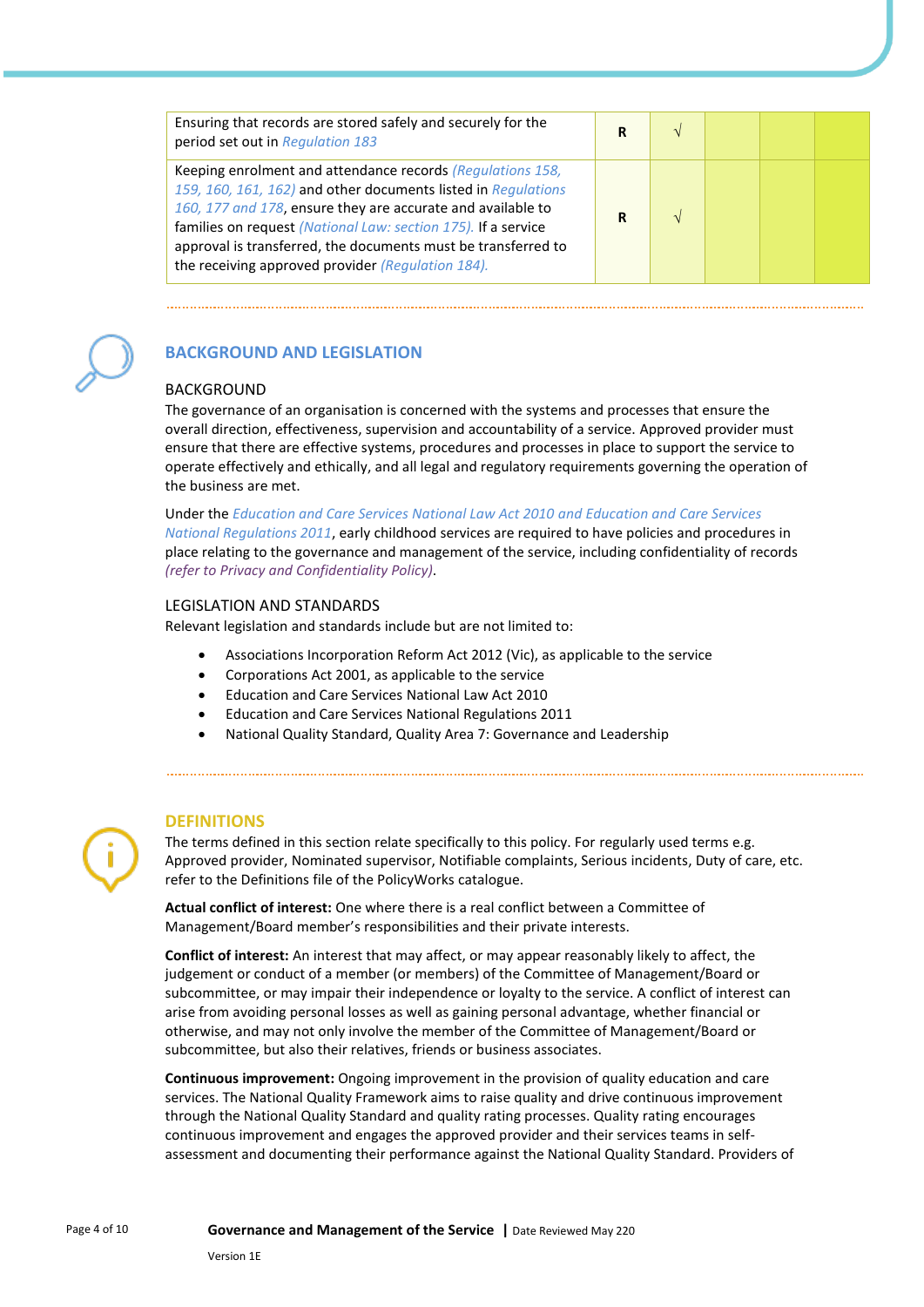| | | | | | |
|---|---|---|---|---|---|
| Ensuring that records are stored safely and securely for the period set out in *Regulation 183* | R | √ | | | |
| Keeping enrolment and attendance records *(Regulations 158, 159, 160, 161, 162)* and other documents listed in *Regulations 160, 177 and 178*, ensure they are accurate and available to families on request *(National Law: section 175).* If a service approval is transferred, the documents must be transferred to the receiving approved provider *(Regulation 184).* | R | √ | | | |

## BACKGROUND AND LEGISLATION

### BACKGROUND

The governance of an organisation is concerned with the systems and processes that ensure the overall direction, effectiveness, supervision and accountability of a service. Approved provider must ensure that there are effective systems, procedures and processes in place to support the service to operate effectively and ethically, and all legal and regulatory requirements governing the operation of the business are met.

Under the *Education and Care Services National Law Act 2010 and Education and Care Services National Regulations 2011*, early childhood services are required to have policies and procedures in place relating to the governance and management of the service, including confidentiality of records *(refer to Privacy and Confidentiality Policy)*.

### LEGISLATION AND STANDARDS

Relevant legislation and standards include but are not limited to:

- Associations Incorporation Reform Act 2012 (Vic), as applicable to the service
- Corporations Act 2001, as applicable to the service
- Education and Care Services National Law Act 2010
- Education and Care Services National Regulations 2011
- National Quality Standard, Quality Area 7: Governance and Leadership

## DEFINITIONS

The terms defined in this section relate specifically to this policy. For regularly used terms e.g. Approved provider, Nominated supervisor, Notifiable complaints, Serious incidents, Duty of care, etc. refer to the Definitions file of the PolicyWorks catalogue.

**Actual conflict of interest:** One where there is a real conflict between a Committee of Management/Board member's responsibilities and their private interests.

**Conflict of interest:** An interest that may affect, or may appear reasonably likely to affect, the judgement or conduct of a member (or members) of the Committee of Management/Board or subcommittee, or may impair their independence or loyalty to the service. A conflict of interest can arise from avoiding personal losses as well as gaining personal advantage, whether financial or otherwise, and may not only involve the member of the Committee of Management/Board or subcommittee, but also their relatives, friends or business associates.

**Continuous improvement:** Ongoing improvement in the provision of quality education and care services. The National Quality Framework aims to raise quality and drive continuous improvement through the National Quality Standard and quality rating processes. Quality rating encourages continuous improvement and engages the approved provider and their services teams in self-assessment and documenting their performance against the National Quality Standard. Providers of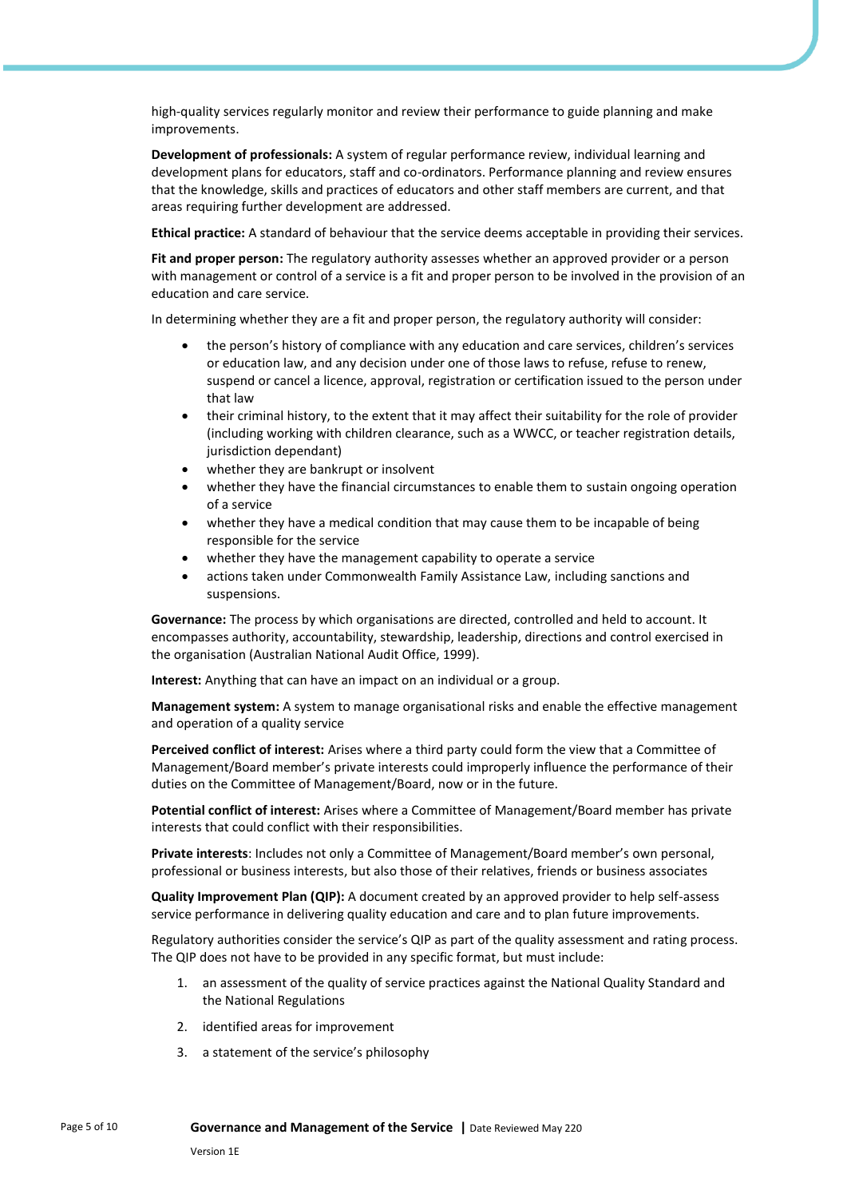high-quality services regularly monitor and review their performance to guide planning and make improvements.

**Development of professionals:** A system of regular performance review, individual learning and development plans for educators, staff and co-ordinators. Performance planning and review ensures that the knowledge, skills and practices of educators and other staff members are current, and that areas requiring further development are addressed.

**Ethical practice:** A standard of behaviour that the service deems acceptable in providing their services.

**Fit and proper person:** The regulatory authority assesses whether an approved provider or a person with management or control of a service is a fit and proper person to be involved in the provision of an education and care service.

In determining whether they are a fit and proper person, the regulatory authority will consider:

- the person's history of compliance with any education and care services, children's services or education law, and any decision under one of those laws to refuse, refuse to renew, suspend or cancel a licence, approval, registration or certification issued to the person under that law
- their criminal history, to the extent that it may affect their suitability for the role of provider (including working with children clearance, such as a WWCC, or teacher registration details, jurisdiction dependant)
- whether they are bankrupt or insolvent
- whether they have the financial circumstances to enable them to sustain ongoing operation of a service
- whether they have a medical condition that may cause them to be incapable of being responsible for the service
- whether they have the management capability to operate a service
- actions taken under Commonwealth Family Assistance Law, including sanctions and suspensions.

**Governance:** The process by which organisations are directed, controlled and held to account. It encompasses authority, accountability, stewardship, leadership, directions and control exercised in the organisation (Australian National Audit Office, 1999).

**Interest:** Anything that can have an impact on an individual or a group.

**Management system:** A system to manage organisational risks and enable the effective management and operation of a quality service

**Perceived conflict of interest:** Arises where a third party could form the view that a Committee of Management/Board member's private interests could improperly influence the performance of their duties on the Committee of Management/Board, now or in the future.

**Potential conflict of interest:** Arises where a Committee of Management/Board member has private interests that could conflict with their responsibilities.

**Private interests**: Includes not only a Committee of Management/Board member's own personal, professional or business interests, but also those of their relatives, friends or business associates

**Quality Improvement Plan (QIP):** A document created by an approved provider to help self-assess service performance in delivering quality education and care and to plan future improvements.

Regulatory authorities consider the service's QIP as part of the quality assessment and rating process. The QIP does not have to be provided in any specific format, but must include:

1. an assessment of the quality of service practices against the National Quality Standard and the National Regulations
2. identified areas for improvement
3. a statement of the service's philosophy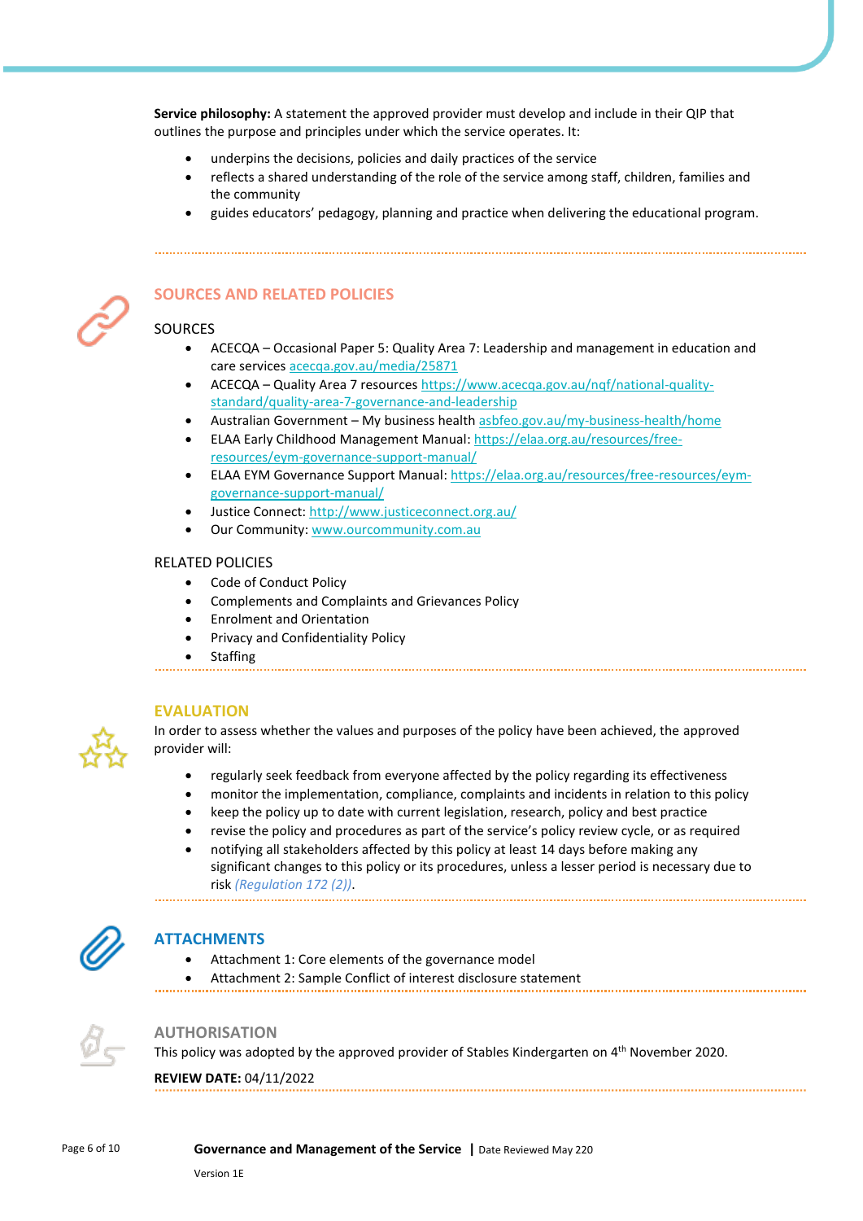**Service philosophy:** A statement the approved provider must develop and include in their QIP that outlines the purpose and principles under which the service operates. It:

- underpins the decisions, policies and daily practices of the service
- reflects a shared understanding of the role of the service among staff, children, families and the community
- guides educators' pedagogy, planning and practice when delivering the educational program.

## SOURCES AND RELATED POLICIES

### SOURCES

- ACECQA – Occasional Paper 5: Quality Area 7: Leadership and management in education and care services acecqa.gov.au/media/25871
- ACECQA – Quality Area 7 resources https://www.acecqa.gov.au/nqf/national-quality-standard/quality-area-7-governance-and-leadership
- Australian Government – My business health asbfeo.gov.au/my-business-health/home
- ELAA Early Childhood Management Manual: https://elaa.org.au/resources/free-resources/eym-governance-support-manual/
- ELAA EYM Governance Support Manual: https://elaa.org.au/resources/free-resources/eym-governance-support-manual/
- Justice Connect: http://www.justiceconnect.org.au/
- Our Community: www.ourcommunity.com.au

### RELATED POLICIES

- Code of Conduct Policy
- Complements and Complaints and Grievances Policy
- Enrolment and Orientation
- Privacy and Confidentiality Policy
- Staffing

## EVALUATION

In order to assess whether the values and purposes of the policy have been achieved, the approved provider will:

- regularly seek feedback from everyone affected by the policy regarding its effectiveness
- monitor the implementation, compliance, complaints and incidents in relation to this policy
- keep the policy up to date with current legislation, research, policy and best practice
- revise the policy and procedures as part of the service's policy review cycle, or as required
- notifying all stakeholders affected by this policy at least 14 days before making any significant changes to this policy or its procedures, unless a lesser period is necessary due to risk *(Regulation 172 (2))*.

## ATTACHMENTS

- Attachment 1: Core elements of the governance model
- Attachment 2: Sample Conflict of interest disclosure statement

## AUTHORISATION

This policy was adopted by the approved provider of Stables Kindergarten on 4th November 2020.

**REVIEW DATE:** 04/11/2022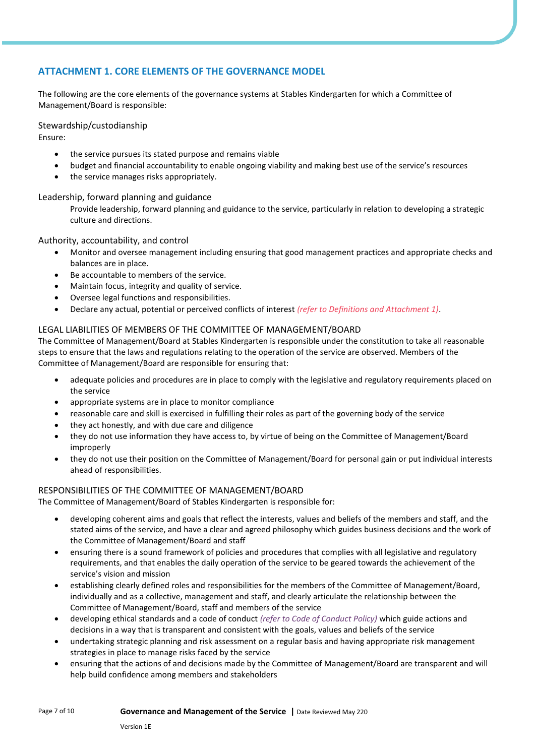## ATTACHMENT 1. CORE ELEMENTS OF THE GOVERNANCE MODEL

The following are the core elements of the governance systems at Stables Kindergarten for which a Committee of Management/Board is responsible:

### Stewardship/custodianship

Ensure:

- the service pursues its stated purpose and remains viable
- budget and financial accountability to enable ongoing viability and making best use of the service's resources
- the service manages risks appropriately.

### Leadership, forward planning and guidance

Provide leadership, forward planning and guidance to the service, particularly in relation to developing a strategic culture and directions.

### Authority, accountability, and control

- Monitor and oversee management including ensuring that good management practices and appropriate checks and balances are in place.
- Be accountable to members of the service.
- Maintain focus, integrity and quality of service.
- Oversee legal functions and responsibilities.
- Declare any actual, potential or perceived conflicts of interest *(refer to Definitions and Attachment 1)*.

### LEGAL LIABILITIES OF MEMBERS OF THE COMMITTEE OF MANAGEMENT/BOARD

The Committee of Management/Board at Stables Kindergarten is responsible under the constitution to take all reasonable steps to ensure that the laws and regulations relating to the operation of the service are observed. Members of the Committee of Management/Board are responsible for ensuring that:

- adequate policies and procedures are in place to comply with the legislative and regulatory requirements placed on the service
- appropriate systems are in place to monitor compliance
- reasonable care and skill is exercised in fulfilling their roles as part of the governing body of the service
- they act honestly, and with due care and diligence
- they do not use information they have access to, by virtue of being on the Committee of Management/Board improperly
- they do not use their position on the Committee of Management/Board for personal gain or put individual interests ahead of responsibilities.

### RESPONSIBILITIES OF THE COMMITTEE OF MANAGEMENT/BOARD

The Committee of Management/Board of Stables Kindergarten is responsible for:

- developing coherent aims and goals that reflect the interests, values and beliefs of the members and staff, and the stated aims of the service, and have a clear and agreed philosophy which guides business decisions and the work of the Committee of Management/Board and staff
- ensuring there is a sound framework of policies and procedures that complies with all legislative and regulatory requirements, and that enables the daily operation of the service to be geared towards the achievement of the service's vision and mission
- establishing clearly defined roles and responsibilities for the members of the Committee of Management/Board, individually and as a collective, management and staff, and clearly articulate the relationship between the Committee of Management/Board, staff and members of the service
- developing ethical standards and a code of conduct *(refer to Code of Conduct Policy)* which guide actions and decisions in a way that is transparent and consistent with the goals, values and beliefs of the service
- undertaking strategic planning and risk assessment on a regular basis and having appropriate risk management strategies in place to manage risks faced by the service
- ensuring that the actions of and decisions made by the Committee of Management/Board are transparent and will help build confidence among members and stakeholders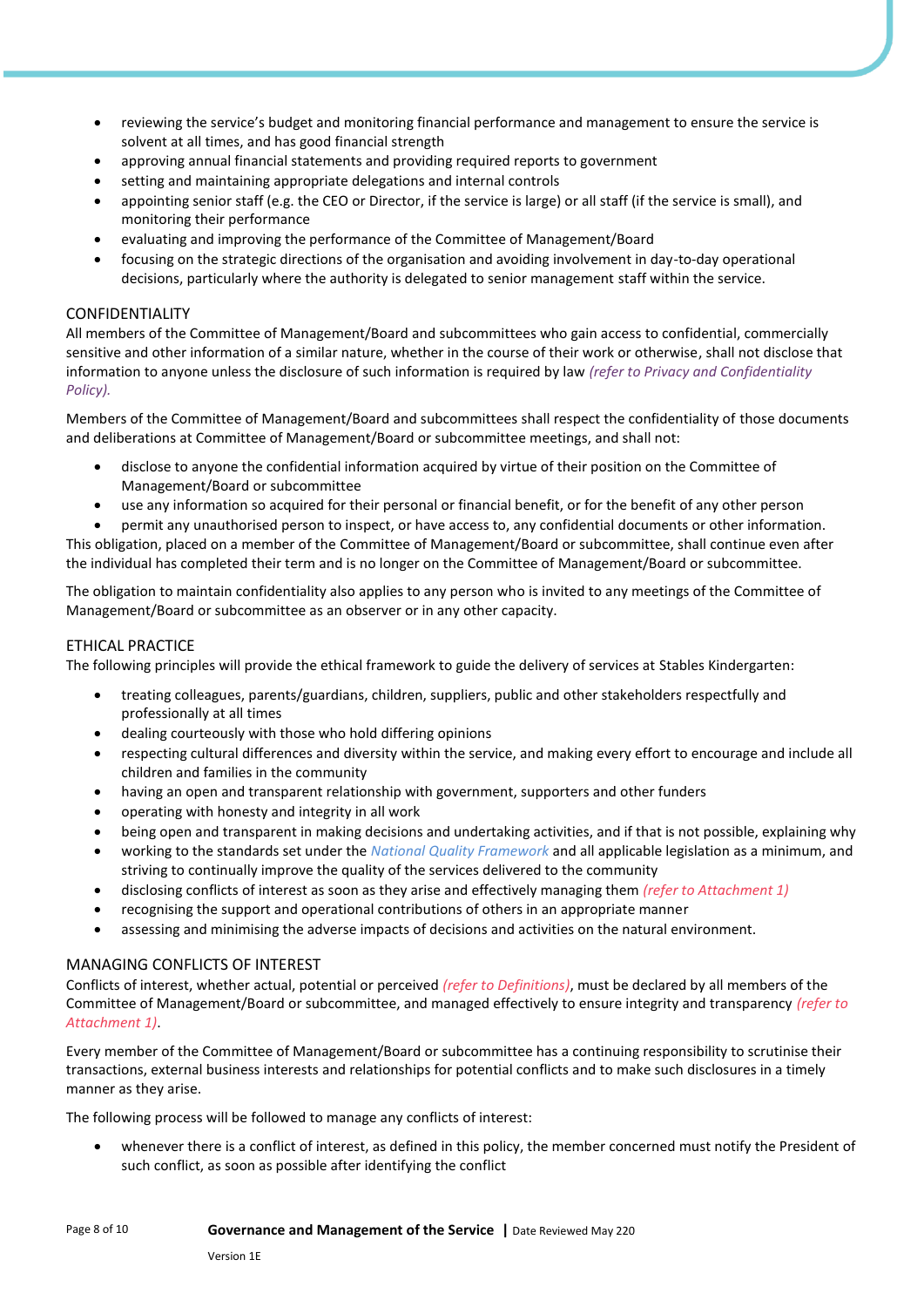- reviewing the service's budget and monitoring financial performance and management to ensure the service is solvent at all times, and has good financial strength
- approving annual financial statements and providing required reports to government
- setting and maintaining appropriate delegations and internal controls
- appointing senior staff (e.g. the CEO or Director, if the service is large) or all staff (if the service is small), and monitoring their performance
- evaluating and improving the performance of the Committee of Management/Board
- focusing on the strategic directions of the organisation and avoiding involvement in day-to-day operational decisions, particularly where the authority is delegated to senior management staff within the service.

## CONFIDENTIALITY

All members of the Committee of Management/Board and subcommittees who gain access to confidential, commercially sensitive and other information of a similar nature, whether in the course of their work or otherwise, shall not disclose that information to anyone unless the disclosure of such information is required by law *(refer to Privacy and Confidentiality Policy).*

Members of the Committee of Management/Board and subcommittees shall respect the confidentiality of those documents and deliberations at Committee of Management/Board or subcommittee meetings, and shall not:

- disclose to anyone the confidential information acquired by virtue of their position on the Committee of Management/Board or subcommittee
- use any information so acquired for their personal or financial benefit, or for the benefit of any other person
- permit any unauthorised person to inspect, or have access to, any confidential documents or other information.

This obligation, placed on a member of the Committee of Management/Board or subcommittee, shall continue even after the individual has completed their term and is no longer on the Committee of Management/Board or subcommittee.

The obligation to maintain confidentiality also applies to any person who is invited to any meetings of the Committee of Management/Board or subcommittee as an observer or in any other capacity.

## ETHICAL PRACTICE

The following principles will provide the ethical framework to guide the delivery of services at Stables Kindergarten:

- treating colleagues, parents/guardians, children, suppliers, public and other stakeholders respectfully and professionally at all times
- dealing courteously with those who hold differing opinions
- respecting cultural differences and diversity within the service, and making every effort to encourage and include all children and families in the community
- having an open and transparent relationship with government, supporters and other funders
- operating with honesty and integrity in all work
- being open and transparent in making decisions and undertaking activities, and if that is not possible, explaining why
- working to the standards set under the *National Quality Framework* and all applicable legislation as a minimum, and striving to continually improve the quality of the services delivered to the community
- disclosing conflicts of interest as soon as they arise and effectively managing them *(refer to Attachment 1)*
- recognising the support and operational contributions of others in an appropriate manner
- assessing and minimising the adverse impacts of decisions and activities on the natural environment.

## MANAGING CONFLICTS OF INTEREST

Conflicts of interest, whether actual, potential or perceived *(refer to Definitions)*, must be declared by all members of the Committee of Management/Board or subcommittee, and managed effectively to ensure integrity and transparency *(refer to Attachment 1)*.

Every member of the Committee of Management/Board or subcommittee has a continuing responsibility to scrutinise their transactions, external business interests and relationships for potential conflicts and to make such disclosures in a timely manner as they arise.

The following process will be followed to manage any conflicts of interest:

- whenever there is a conflict of interest, as defined in this policy, the member concerned must notify the President of such conflict, as soon as possible after identifying the conflict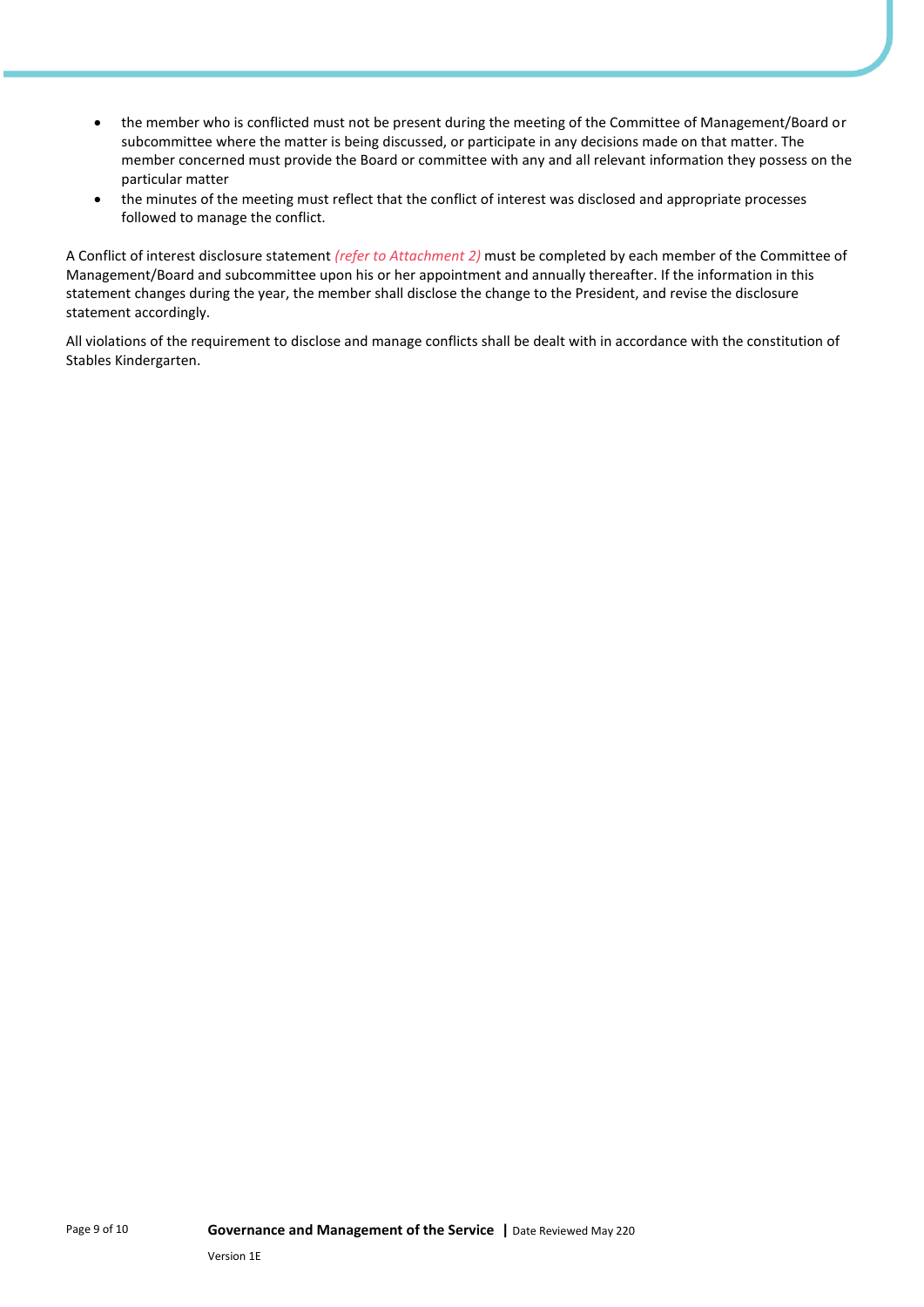- the member who is conflicted must not be present during the meeting of the Committee of Management/Board or subcommittee where the matter is being discussed, or participate in any decisions made on that matter. The member concerned must provide the Board or committee with any and all relevant information they possess on the particular matter
- the minutes of the meeting must reflect that the conflict of interest was disclosed and appropriate processes followed to manage the conflict.

A Conflict of interest disclosure statement *(refer to Attachment 2)* must be completed by each member of the Committee of Management/Board and subcommittee upon his or her appointment and annually thereafter. If the information in this statement changes during the year, the member shall disclose the change to the President, and revise the disclosure statement accordingly.

All violations of the requirement to disclose and manage conflicts shall be dealt with in accordance with the constitution of Stables Kindergarten.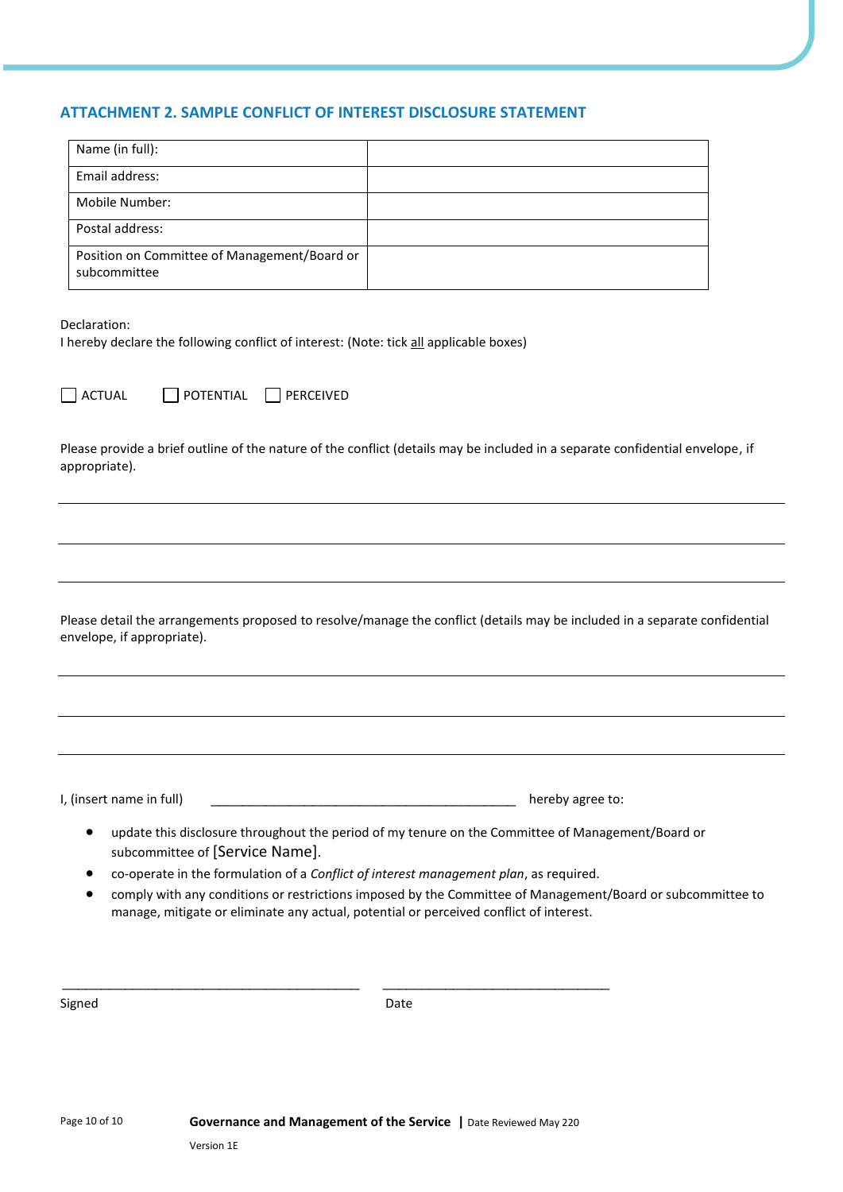## ATTACHMENT 2. SAMPLE CONFLICT OF INTEREST DISCLOSURE STATEMENT

| | |
|---|---|
| Name (in full): | |
| Email address: | |
| Mobile Number: | |
| Postal address: | |
| Position on Committee of Management/Board or subcommittee | |

Declaration:
I hereby declare the following conflict of interest: (Note: tick all applicable boxes)

☐ ACTUAL ☐ POTENTIAL ☐ PERCEIVED

Please provide a brief outline of the nature of the conflict (details may be included in a separate confidential envelope, if appropriate).

___

___

___

Please detail the arrangements proposed to resolve/manage the conflict (details may be included in a separate confidential envelope, if appropriate).

___

___

___

I, (insert name in full) _____________________________________________ hereby agree to:

- update this disclosure throughout the period of my tenure on the Committee of Management/Board or subcommittee of [Service Name].
- co-operate in the formulation of a *Conflict of interest management plan*, as required.
- comply with any conditions or restrictions imposed by the Committee of Management/Board or subcommittee to manage, mitigate or eliminate any actual, potential or perceived conflict of interest.

_____________________________________________ _________________________________

Signed Date